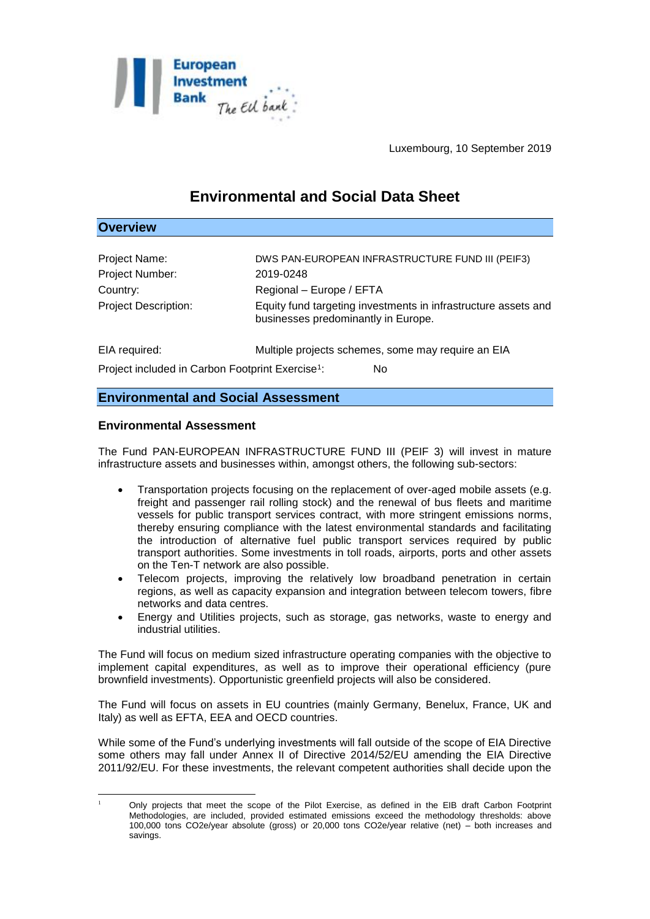Luxembourg, 10 September 2019

# Environmental and Social Data Sheet

## Overview

| | |
|---|---|
| Project Name: | DWS PAN-EUROPEAN INFRASTRUCTURE FUND III (PEIF3) |
| Project Number: | 2019-0248 |
| Country: | Regional – Europe / EFTA |
| Project Description: | Equity fund targeting investments in infrastructure assets and businesses predominantly in Europe. |
| EIA required: | Multiple projects schemes, some may require an EIA |
| Project included in Carbon Footprint Exercise[1]: | No |

## Environmental and Social Assessment

### Environmental Assessment

The Fund PAN-EUROPEAN INFRASTRUCTURE FUND III (PEIF 3) will invest in mature infrastructure assets and businesses within, amongst others, the following sub-sectors:

- Transportation projects focusing on the replacement of over-aged mobile assets (e.g. freight and passenger rail rolling stock) and the renewal of bus fleets and maritime vessels for public transport services contract, with more stringent emissions norms, thereby ensuring compliance with the latest environmental standards and facilitating the introduction of alternative fuel public transport services required by public transport authorities. Some investments in toll roads, airports, ports and other assets on the Ten-T network are also possible.
- Telecom projects, improving the relatively low broadband penetration in certain regions, as well as capacity expansion and integration between telecom towers, fibre networks and data centres.
- Energy and Utilities projects, such as storage, gas networks, waste to energy and industrial utilities.

The Fund will focus on medium sized infrastructure operating companies with the objective to implement capital expenditures, as well as to improve their operational efficiency (pure brownfield investments). Opportunistic greenfield projects will also be considered.

The Fund will focus on assets in EU countries (mainly Germany, Benelux, France, UK and Italy) as well as EFTA, EEA and OECD countries.

While some of the Fund's underlying investments will fall outside of the scope of EIA Directive some others may fall under Annex II of Directive 2014/52/EU amending the EIA Directive 2011/92/EU. For these investments, the relevant competent authorities shall decide upon the

---

[1] Only projects that meet the scope of the Pilot Exercise, as defined in the EIB draft Carbon Footprint Methodologies, are included, provided estimated emissions exceed the methodology thresholds: above 100,000 tons CO2e/year absolute (gross) or 20,000 tons CO2e/year relative (net) – both increases and savings.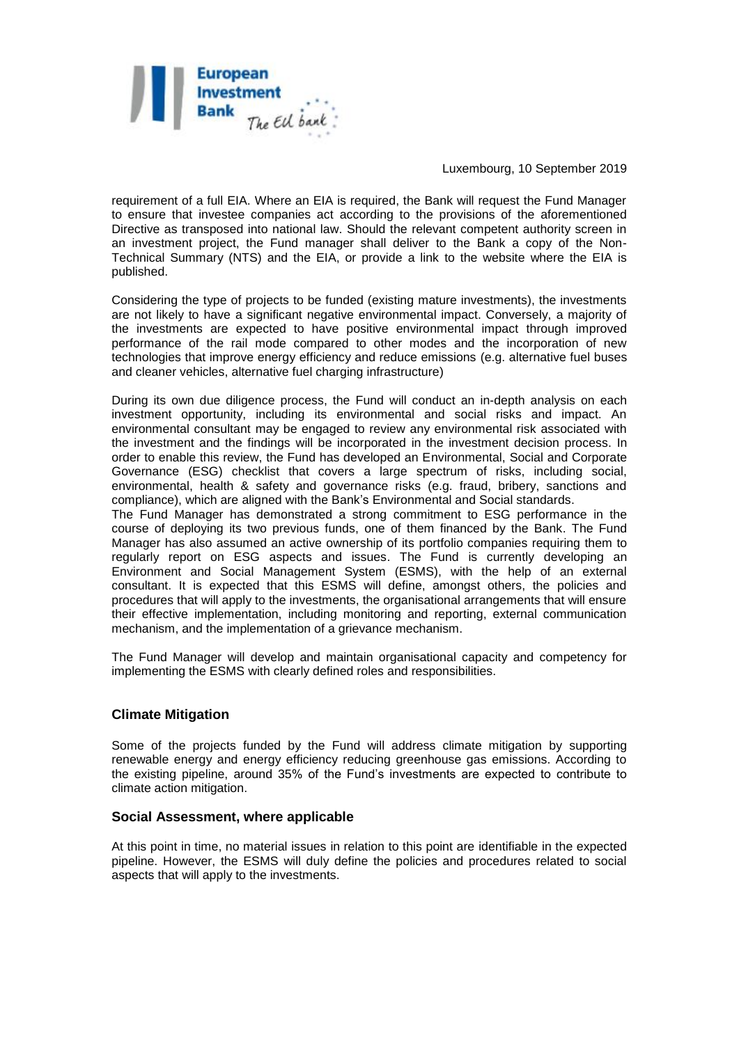requirement of a full EIA. Where an EIA is required, the Bank will request the Fund Manager to ensure that investee companies act according to the provisions of the aforementioned Directive as transposed into national law. Should the relevant competent authority screen in an investment project, the Fund manager shall deliver to the Bank a copy of the Non-Technical Summary (NTS) and the EIA, or provide a link to the website where the EIA is published.

Considering the type of projects to be funded (existing mature investments), the investments are not likely to have a significant negative environmental impact. Conversely, a majority of the investments are expected to have positive environmental impact through improved performance of the rail mode compared to other modes and the incorporation of new technologies that improve energy efficiency and reduce emissions (e.g. alternative fuel buses and cleaner vehicles, alternative fuel charging infrastructure)

During its own due diligence process, the Fund will conduct an in-depth analysis on each investment opportunity, including its environmental and social risks and impact. An environmental consultant may be engaged to review any environmental risk associated with the investment and the findings will be incorporated in the investment decision process. In order to enable this review, the Fund has developed an Environmental, Social and Corporate Governance (ESG) checklist that covers a large spectrum of risks, including social, environmental, health & safety and governance risks (e.g. fraud, bribery, sanctions and compliance), which are aligned with the Bank's Environmental and Social standards.
The Fund Manager has demonstrated a strong commitment to ESG performance in the course of deploying its two previous funds, one of them financed by the Bank. The Fund Manager has also assumed an active ownership of its portfolio companies requiring them to regularly report on ESG aspects and issues. The Fund is currently developing an Environment and Social Management System (ESMS), with the help of an external consultant. It is expected that this ESMS will define, amongst others, the policies and procedures that will apply to the investments, the organisational arrangements that will ensure their effective implementation, including monitoring and reporting, external communication mechanism, and the implementation of a grievance mechanism.

The Fund Manager will develop and maintain organisational capacity and competency for implementing the ESMS with clearly defined roles and responsibilities.

## Climate Mitigation

Some of the projects funded by the Fund will address climate mitigation by supporting renewable energy and energy efficiency reducing greenhouse gas emissions. According to the existing pipeline, around 35% of the Fund's investments are expected to contribute to climate action mitigation.

## Social Assessment, where applicable

At this point in time, no material issues in relation to this point are identifiable in the expected pipeline. However, the ESMS will duly define the policies and procedures related to social aspects that will apply to the investments.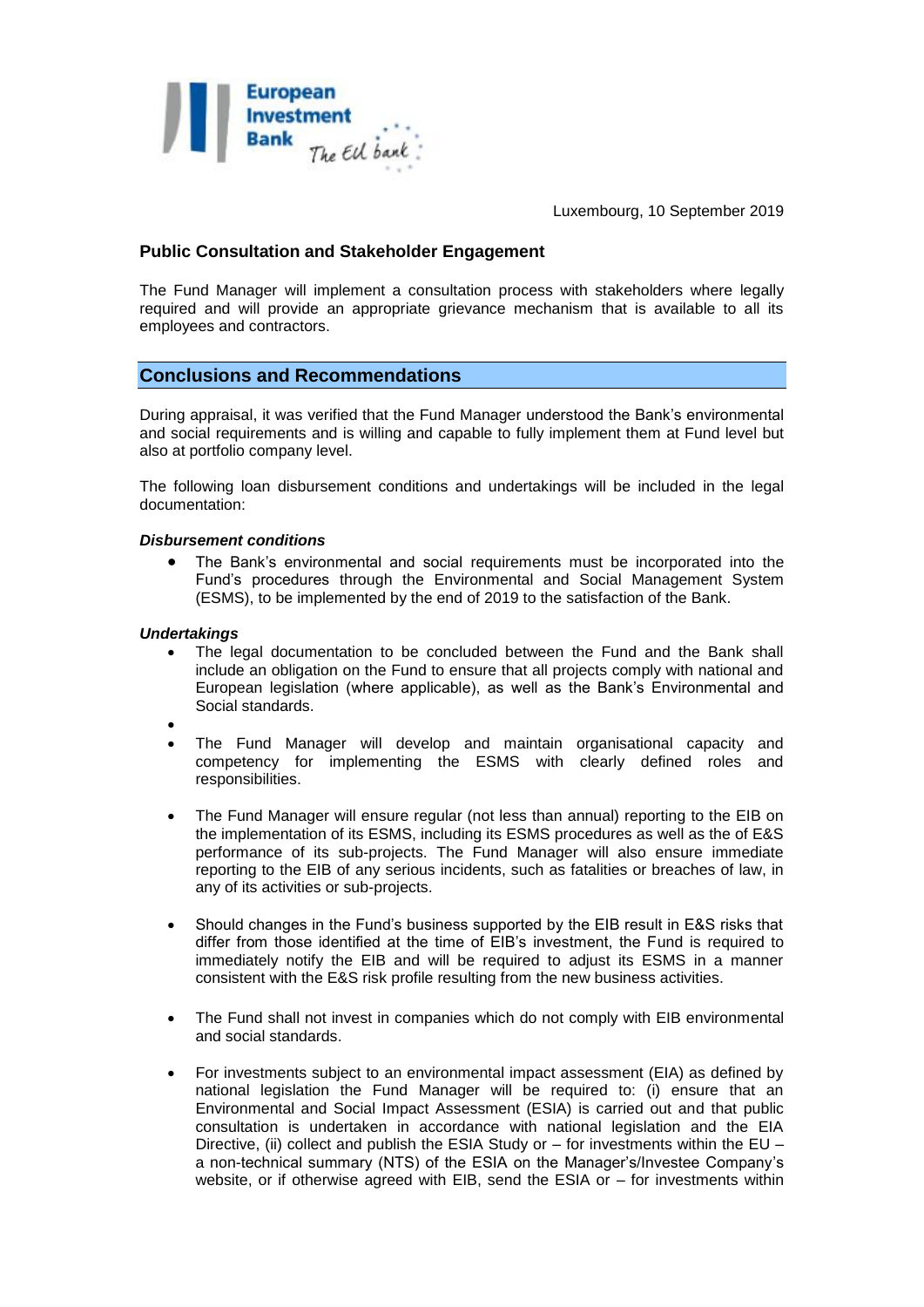Luxembourg, 10 September 2019

### Public Consultation and Stakeholder Engagement

The Fund Manager will implement a consultation process with stakeholders where legally required and will provide an appropriate grievance mechanism that is available to all its employees and contractors.

## Conclusions and Recommendations

During appraisal, it was verified that the Fund Manager understood the Bank's environmental and social requirements and is willing and capable to fully implement them at Fund level but also at portfolio company level.

The following loan disbursement conditions and undertakings will be included in the legal documentation:

***Disbursement conditions***

- The Bank's environmental and social requirements must be incorporated into the Fund's procedures through the Environmental and Social Management System (ESMS), to be implemented by the end of 2019 to the satisfaction of the Bank.

***Undertakings***

- The legal documentation to be concluded between the Fund and the Bank shall include an obligation on the Fund to ensure that all projects comply with national and European legislation (where applicable), as well as the Bank's Environmental and Social standards.
- 
- The Fund Manager will develop and maintain organisational capacity and competency for implementing the ESMS with clearly defined roles and responsibilities.
- The Fund Manager will ensure regular (not less than annual) reporting to the EIB on the implementation of its ESMS, including its ESMS procedures as well as the of E&S performance of its sub-projects. The Fund Manager will also ensure immediate reporting to the EIB of any serious incidents, such as fatalities or breaches of law, in any of its activities or sub-projects.
- Should changes in the Fund's business supported by the EIB result in E&S risks that differ from those identified at the time of EIB's investment, the Fund is required to immediately notify the EIB and will be required to adjust its ESMS in a manner consistent with the E&S risk profile resulting from the new business activities.
- The Fund shall not invest in companies which do not comply with EIB environmental and social standards.
- For investments subject to an environmental impact assessment (EIA) as defined by national legislation the Fund Manager will be required to: (i) ensure that an Environmental and Social Impact Assessment (ESIA) is carried out and that public consultation is undertaken in accordance with national legislation and the EIA Directive, (ii) collect and publish the ESIA Study or – for investments within the EU – a non-technical summary (NTS) of the ESIA on the Manager's/Investee Company's website, or if otherwise agreed with EIB, send the ESIA or – for investments within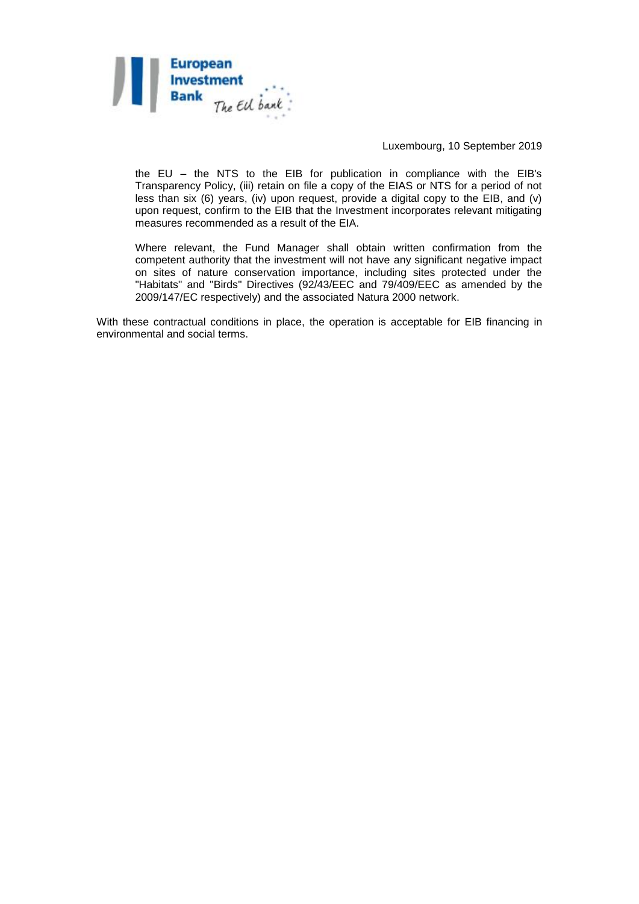the EU – the NTS to the EIB for publication in compliance with the EIB's Transparency Policy, (iii) retain on file a copy of the EIAS or NTS for a period of not less than six (6) years, (iv) upon request, provide a digital copy to the EIB, and (v) upon request, confirm to the EIB that the Investment incorporates relevant mitigating measures recommended as a result of the EIA.

Where relevant, the Fund Manager shall obtain written confirmation from the competent authority that the investment will not have any significant negative impact on sites of nature conservation importance, including sites protected under the "Habitats" and "Birds" Directives (92/43/EEC and 79/409/EEC as amended by the 2009/147/EC respectively) and the associated Natura 2000 network.

With these contractual conditions in place, the operation is acceptable for EIB financing in environmental and social terms.